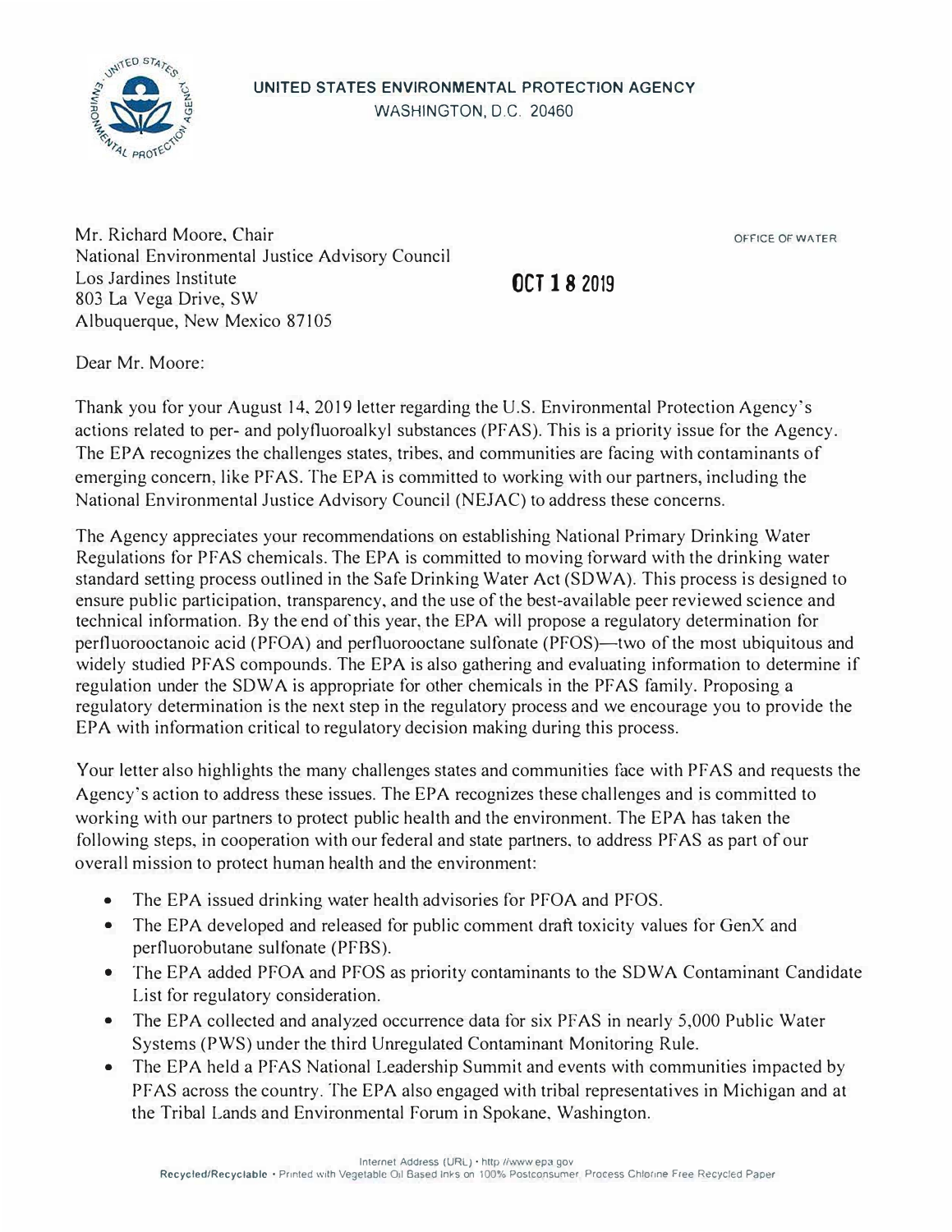UNITED STATES ENVIRONMENTAL PROTECTION AGENCY
WASHINGTON, D.C. 20460

OFFICE OF WATER

Mr. Richard Moore, Chair
National Environmental Justice Advisory Council
Los Jardines Institute
803 La Vega Drive, SW
Albuquerque, New Mexico 87105

OCT 18 2019

Dear Mr. Moore:

Thank you for your August 14, 2019 letter regarding the U.S. Environmental Protection Agency's actions related to per- and polyfluoroalkyl substances (PFAS). This is a priority issue for the Agency. The EPA recognizes the challenges states, tribes, and communities are facing with contaminants of emerging concern, like PFAS. The EPA is committed to working with our partners, including the National Environmental Justice Advisory Council (NEJAC) to address these concerns.

The Agency appreciates your recommendations on establishing National Primary Drinking Water Regulations for PFAS chemicals. The EPA is committed to moving forward with the drinking water standard setting process outlined in the Safe Drinking Water Act (SDWA). This process is designed to ensure public participation, transparency, and the use of the best-available peer reviewed science and technical information. By the end of this year, the EPA will propose a regulatory determination for perfluorooctanoic acid (PFOA) and perfluorooctane sulfonate (PFOS)—two of the most ubiquitous and widely studied PFAS compounds. The EPA is also gathering and evaluating information to determine if regulation under the SDWA is appropriate for other chemicals in the PFAS family. Proposing a regulatory determination is the next step in the regulatory process and we encourage you to provide the EPA with information critical to regulatory decision making during this process.

Your letter also highlights the many challenges states and communities face with PFAS and requests the Agency's action to address these issues. The EPA recognizes these challenges and is committed to working with our partners to protect public health and the environment. The EPA has taken the following steps, in cooperation with our federal and state partners, to address PFAS as part of our overall mission to protect human health and the environment:

- The EPA issued drinking water health advisories for PFOA and PFOS.
- The EPA developed and released for public comment draft toxicity values for GenX and perfluorobutane sulfonate (PFBS).
- The EPA added PFOA and PFOS as priority contaminants to the SDWA Contaminant Candidate List for regulatory consideration.
- The EPA collected and analyzed occurrence data for six PFAS in nearly 5,000 Public Water Systems (PWS) under the third Unregulated Contaminant Monitoring Rule.
- The EPA held a PFAS National Leadership Summit and events with communities impacted by PFAS across the country. The EPA also engaged with tribal representatives in Michigan and at the Tribal Lands and Environmental Forum in Spokane, Washington.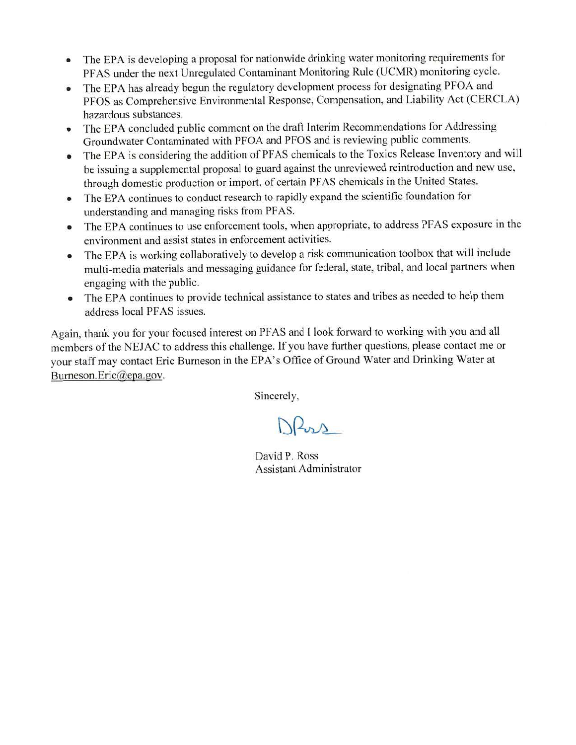- The EPA is developing a proposal for nationwide drinking water monitoring requirements for PFAS under the next Unregulated Contaminant Monitoring Rule (UCMR) monitoring cycle.
- The EPA has already begun the regulatory development process for designating PFOA and PFOS as Comprehensive Environmental Response, Compensation, and Liability Act (CERCLA) hazardous substances.
- The EPA concluded public comment on the draft Interim Recommendations for Addressing Groundwater Contaminated with PFOA and PFOS and is reviewing public comments.
- The EPA is considering the addition of PFAS chemicals to the Toxics Release Inventory and will be issuing a supplemental proposal to guard against the unreviewed reintroduction and new use, through domestic production or import, of certain PFAS chemicals in the United States.
- The EPA continues to conduct research to rapidly expand the scientific foundation for understanding and managing risks from PFAS.
- The EPA continues to use enforcement tools, when appropriate, to address PFAS exposure in the environment and assist states in enforcement activities.
- The EPA is working collaboratively to develop a risk communication toolbox that will include multi-media materials and messaging guidance for federal, state, tribal, and local partners when engaging with the public.
- The EPA continues to provide technical assistance to states and tribes as needed to help them address local PFAS issues.

Again, thank you for your focused interest on PFAS and I look forward to working with you and all members of the NEJAC to address this challenge. If you have further questions, please contact me or your staff may contact Eric Burneson in the EPA's Office of Ground Water and Drinking Water at Burneson.Eric@epa.gov.

Sincerely,

DRoss

David P. Ross
Assistant Administrator